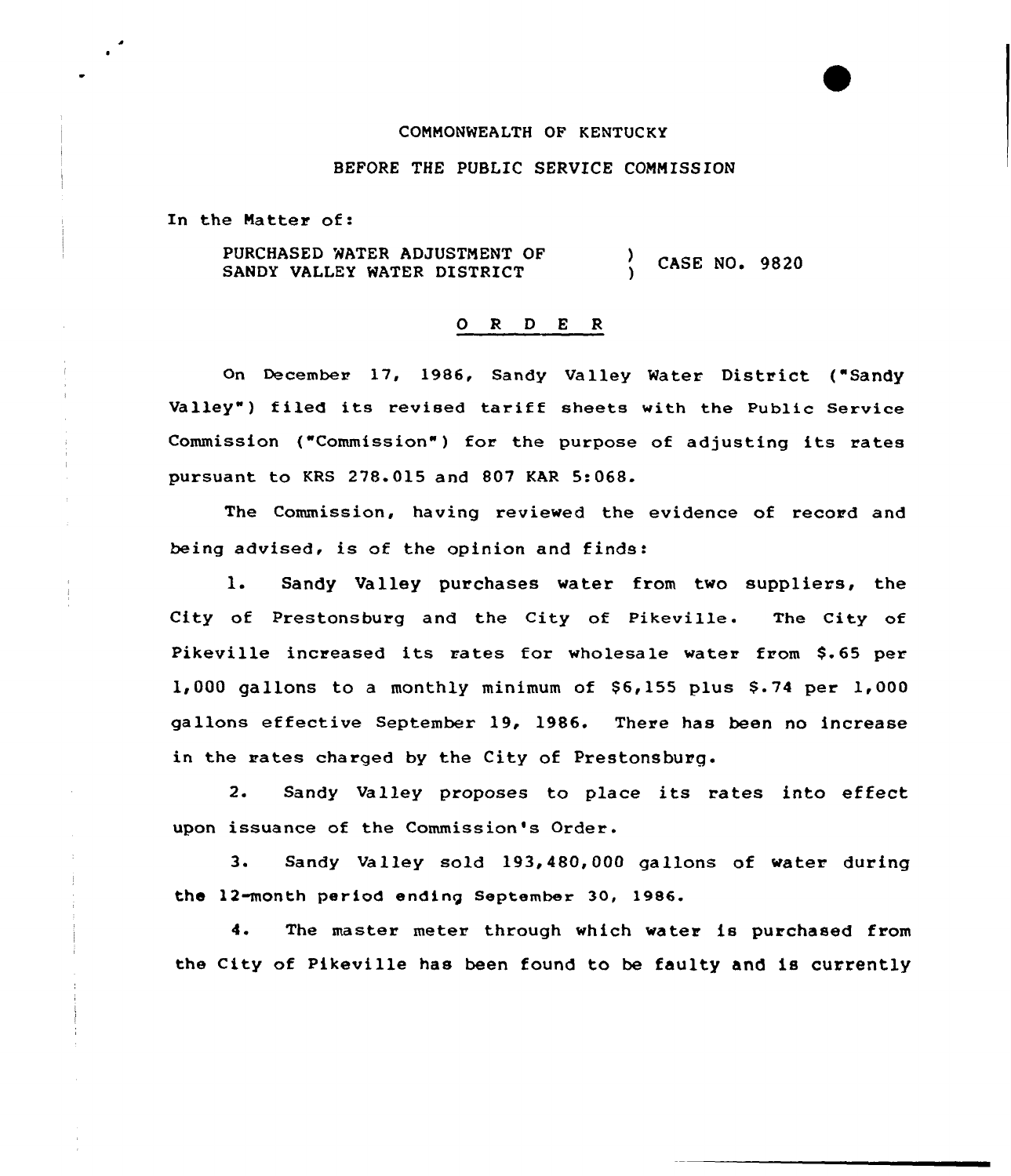COMMONWEALTH OF KENTUCKY

BEFORE THE PUBLIC SERVICE COMMISSION

In the Matter of:

PURCHASED WATER ADJUSTMENT OF SANDY VALLEY WATER DISTRICT ) CASE NO. 9820

## O R D E R

On December 17, 1986, Sandy Valley Water District ("Sandy Valley") filed its revised tariff sheets with the Public Service Commission ("Commission") for the purpose of adjusting its rates pursuant to KRS 278.015 and 807 KAR 5:068.

The Commission, having reviewed the evidence of record and being advised, is of the opinion and finds:

1. Sandy Valley purchases water from two suppliers, the City of Prestonsburg and the City of Pikeville. The City of Pikeville increased its rates for wholesale water from $.65 per 1,000 gallons to a monthly minimum of $6,155 plus $.74 per 1,000 gallons effective September 19, 1986. There has been no increase in the rates charged by the City of Prestonsburg.

2. Sandy Valley proposes to place its rates into effect upon issuance of the Commission's Order.

3. Sandy Valley sold 193,480,000 gallons of water during the 12-month period ending September 30, 1986.

4. The master meter through which water is purchased from the City of Pikeville has been found to be faulty and is currently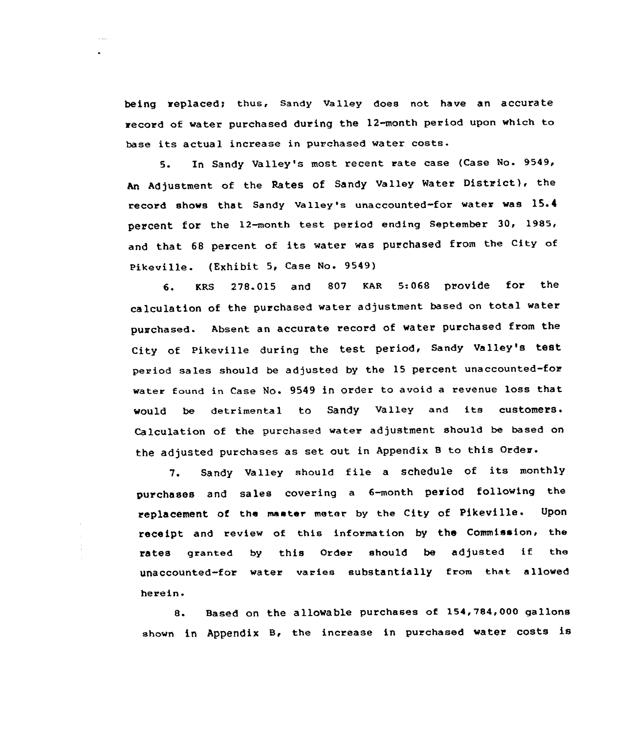being replaced; thus, Sandy Valley does not have an accurate record of water purchased during the 12-month period upon which to base its actual increase in purchased water costs.

5. In Sandy Valley's most recent rate case (Case No. 9549, An Adjustment of the Rates of Sandy Valley Water District), the record shows that Sandy Valley's unaccounted-for water was 15.4 percent for the 12-month test period ending September 30, 1985, and that 68 percent of its water was purchased from the City of Pikeville. (Exhibit 5, Case No. 9549)

6. KRS 278.015 and 807 KAR 5:068 provide for the calculation of the purchased water adjustment based on total water purchased. Absent an accurate record of water purchased from the City of Pikeville during the test period, Sandy Valley's test period sales should be adjusted by the 15 percent unaccounted-for water found in Case No. 9549 in order to avoid a revenue loss that would be detrimental to Sandy Valley and its customers. Calculation of the purchased water adjustment should be based on the adjusted purchases as set out in Appendix B to this Order.

7. Sandy Valley should file a schedule of its monthly purchases and sales covering a 6-month period following the replacement of the master meter by the City of Pikeville. Upon receipt and review of this information by the Commission, the rates granted by this Order should be adjusted if the unaccounted-for water varies substantially from that allowed herein.

8. Based on the allowable purchases of 154,784,000 gallons shown in Appendix B, the increase in purchased water costs is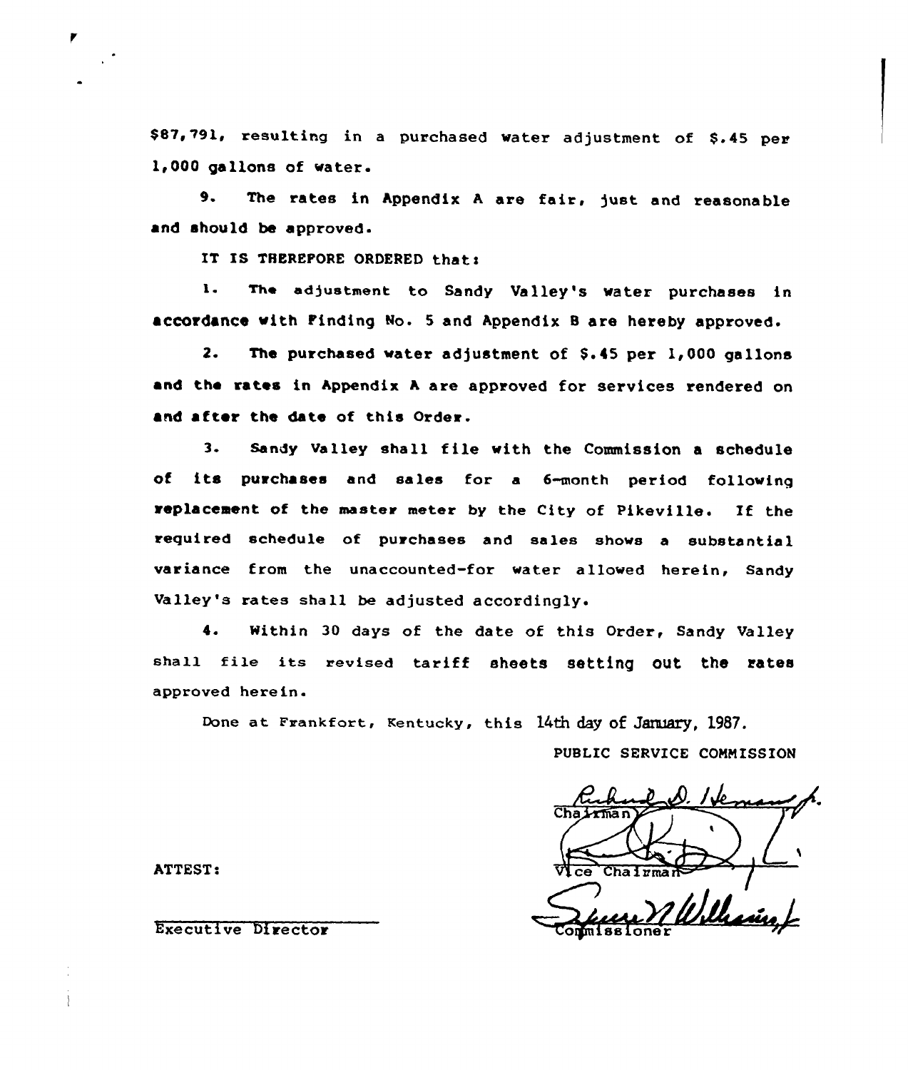$87,791, resulting in a purchased water adjustment of $.45 per 1,000 gallons of water.

9. The rates in Appendix A are fair, just and reasonable and should be approved.

IT IS THEREFORE ORDERED that:

1. The adjustment to Sandy Valley's water purchases in accordance with Finding No. 5 and Appendix B are hereby approved.

2. The purchased water adjustment of $.45 per 1,000 gallons and the rates in Appendix A are approved for services rendered on and after the date of this Order.

3. Sandy Valley shall file with the Commission a schedule of its purchases and sales for a 6-month period following replacement of the master meter by the City of Pikeville. If the required schedule of purchases and sales shows a substantial variance from the unaccounted-for water allowed herein, Sandy Valley's rates shall be adjusted accordingly.

4. Within 30 days of the date of this Order, Sandy Valley shall file its revised tariff sheets setting out the rates approved herein.

Done at Frankfort, Kentucky, this 14th day of January, 1987.

PUBLIC SERVICE COMMISSION

Richard D. Heman Jr.
Chairman

Vice Chairman

Commissioner

ATTEST:

Executive Director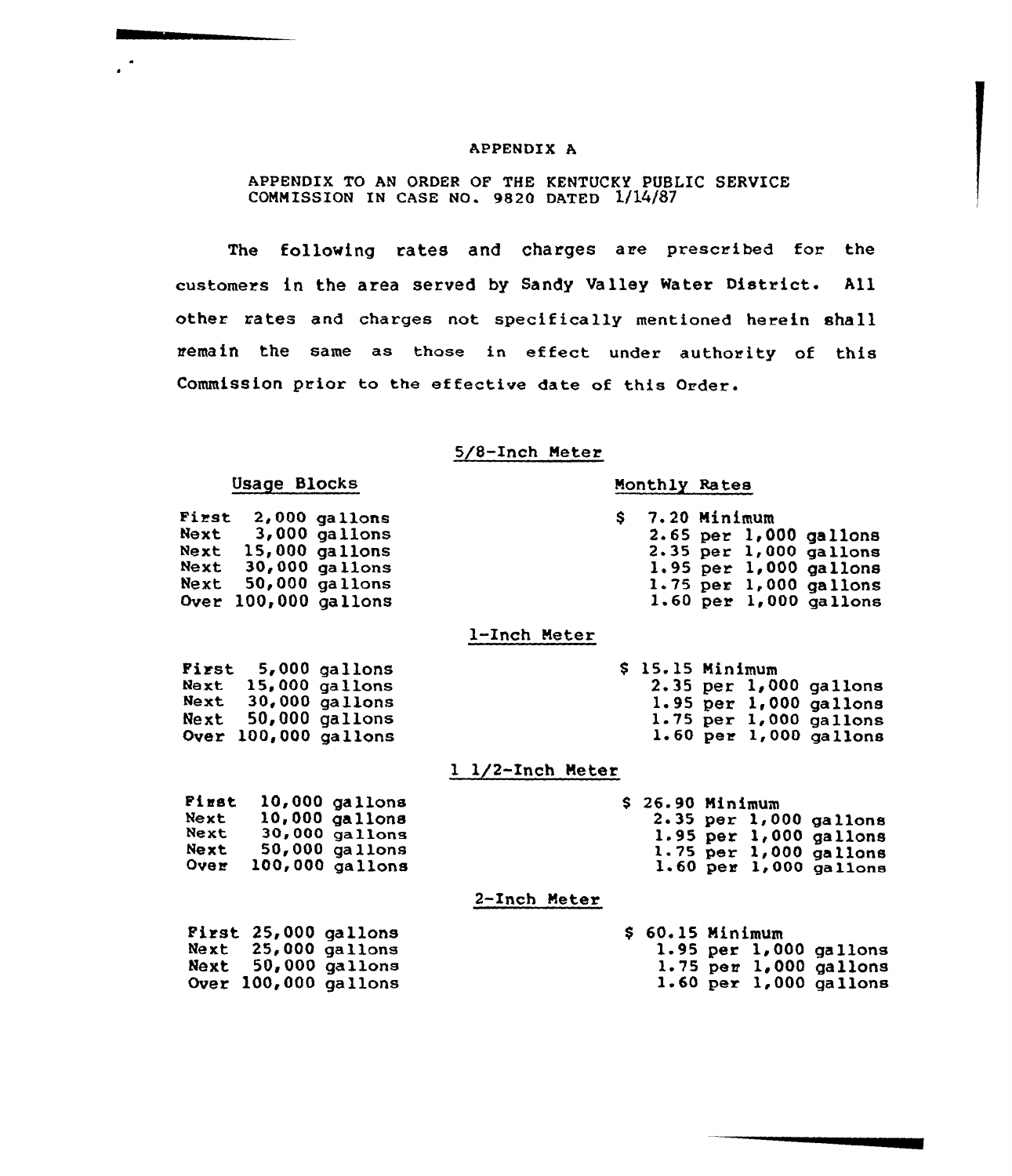# APPENDIX A

APPENDIX TO AN ORDER OF THE KENTUCKY PUBLIC SERVICE COMMISSION IN CASE NO. 9820 DATED 1/14/87

The following rates and charges are prescribed for the customers in the area served by Sandy Valley Water District. All other rates and charges not specifically mentioned herein shall remain the same as those in effect under authority of this Commission prior to the effective date of this Order.

## 5/8-Inch Meter

| Usage Blocks | Monthly Rates |
|---|---|
| First 2,000 gallons | $ 7.20 Minimum |
| Next 3,000 gallons | 2.65 per 1,000 gallons |
| Next 15,000 gallons | 2.35 per 1,000 gallons |
| Next 30,000 gallons | 1.95 per 1,000 gallons |
| Next 50,000 gallons | 1.75 per 1,000 gallons |
| Over 100,000 gallons | 1.60 per 1,000 gallons |

## 1-Inch Meter

| Usage Blocks | Monthly Rates |
|---|---|
| First 5,000 gallons | $ 15.15 Minimum |
| Next 15,000 gallons | 2.35 per 1,000 gallons |
| Next 30,000 gallons | 1.95 per 1,000 gallons |
| Next 50,000 gallons | 1.75 per 1,000 gallons |
| Over 100,000 gallons | 1.60 per 1,000 gallons |

## 1 1/2-Inch Meter

| Usage Blocks | Monthly Rates |
|---|---|
| First 10,000 gallons | $ 26.90 Minimum |
| Next 10,000 gallons | 2.35 per 1,000 gallons |
| Next 30,000 gallons | 1.95 per 1,000 gallons |
| Next 50,000 gallons | 1.75 per 1,000 gallons |
| Over 100,000 gallons | 1.60 per 1,000 gallons |

## 2-Inch Meter

| Usage Blocks | Monthly Rates |
|---|---|
| First 25,000 gallons | $ 60.15 Minimum |
| Next 25,000 gallons | 1.95 per 1,000 gallons |
| Next 50,000 gallons | 1.75 per 1,000 gallons |
| Over 100,000 gallons | 1.60 per 1,000 gallons |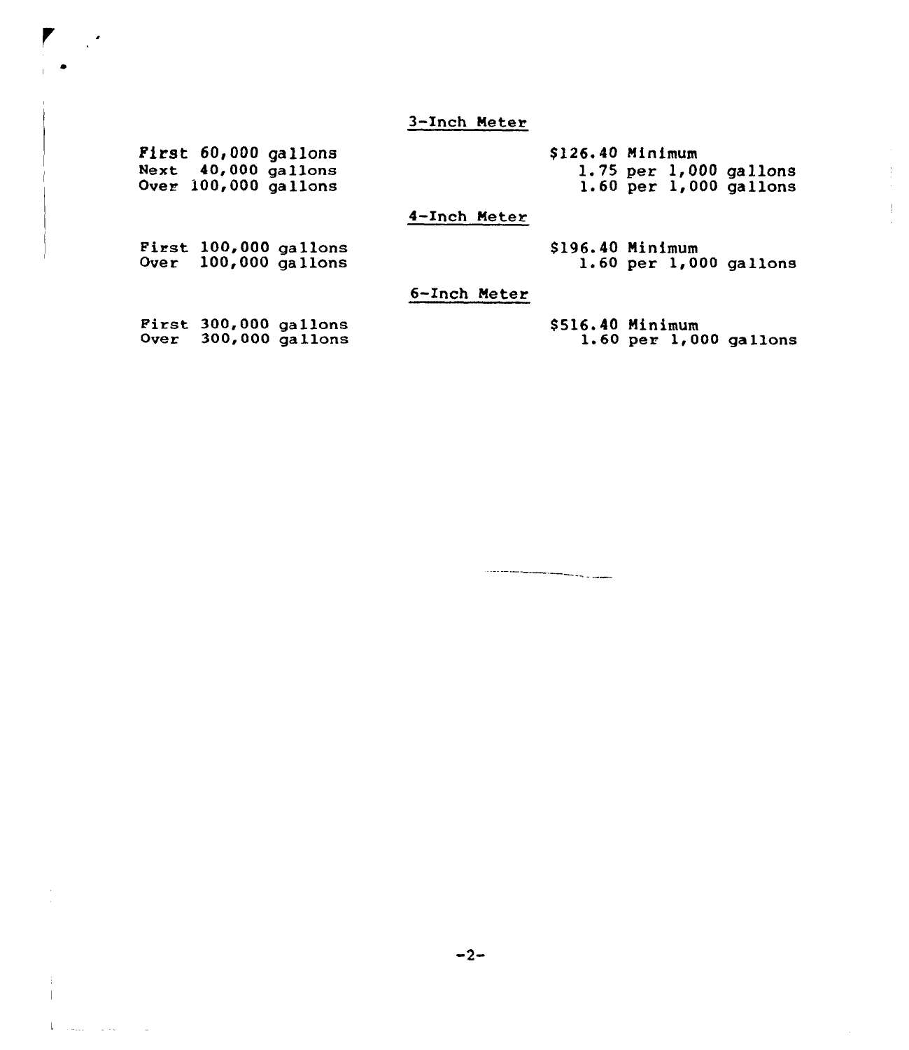### 3-Inch Meter

| | |
|---|---|
| First 60,000 gallons | $126.40 Minimum |
| Next 40,000 gallons | 1.75 per 1,000 gallons |
| Over 100,000 gallons | 1.60 per 1,000 gallons |

### 4-Inch Meter

| | |
|---|---|
| First 100,000 gallons | $196.40 Minimum |
| Over 100,000 gallons | 1.60 per 1,000 gallons |

### 6-Inch Meter

| | |
|---|---|
| First 300,000 gallons | $516.40 Minimum |
| Over 300,000 gallons | 1.60 per 1,000 gallons |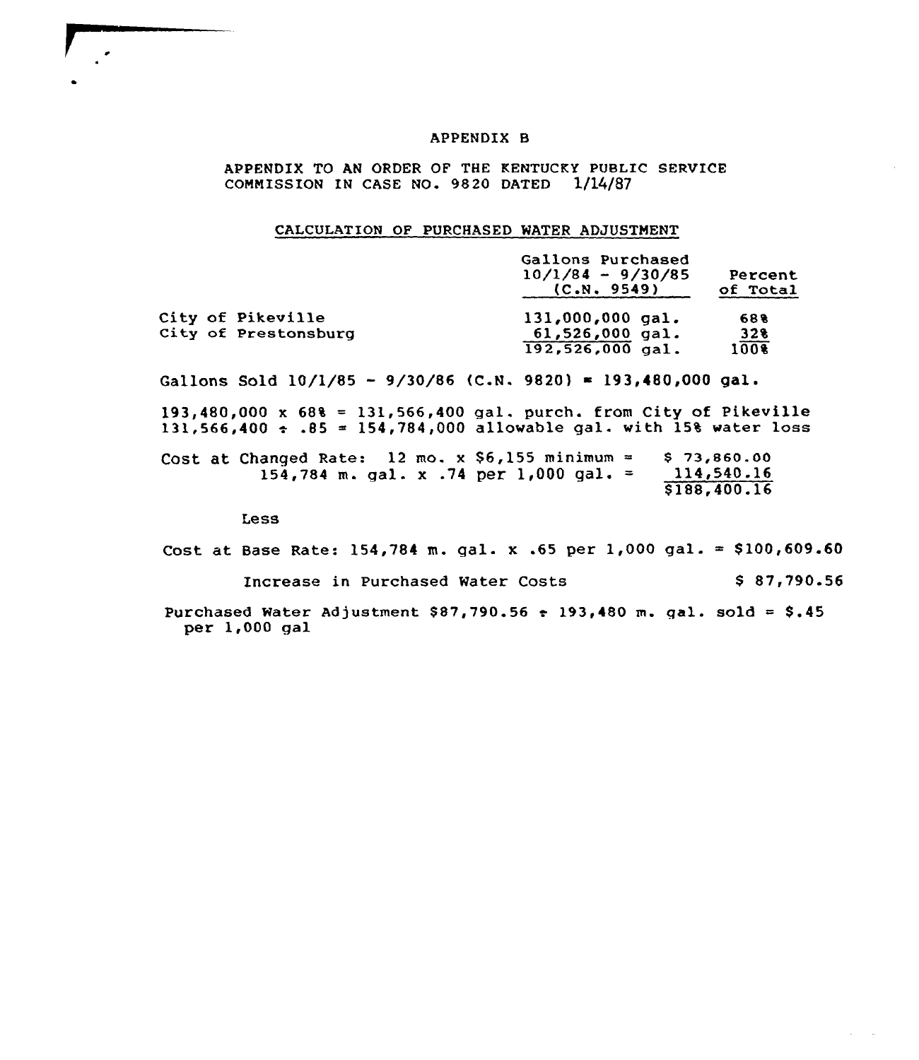# APPENDIX B

APPENDIX TO AN ORDER OF THE KENTUCKY PUBLIC SERVICE COMMISSION IN CASE NO. 9820 DATED 1/14/87

## CALCULATION OF PURCHASED WATER ADJUSTMENT

| | Gallons Purchased 10/1/84 - 9/30/85 (C.N. 9549) | Percent of Total |
|---|---|---|
| City of Pikeville | 131,000,000 gal. | 68% |
| City of Prestonsburg | 61,526,000 gal. | 32% |
| | 192,526,000 gal. | 100% |

Gallons Sold 10/1/85 - 9/30/86 (C.N. 9820) = 193,480,000 gal.

193,480,000 x 68% = 131,566,400 gal. purch. from City of Pikeville
131,566,400 ÷ .85 = 154,784,000 allowable gal. with 15% water loss

| | |
|---|---|
| Cost at Changed Rate: 12 mo. x $6,155 minimum = | $ 73,860.00 |
| 154,784 m. gal. x .74 per 1,000 gal. = | 114,540.16 |
| | $188,400.16 |

Less

Cost at Base Rate: 154,784 m. gal. x .65 per 1,000 gal. = $100,609.60

Increase in Purchased Water Costs $ 87,790.56

Purchased Water Adjustment $87,790.56 ÷ 193,480 m. gal. sold = $.45 per 1,000 gal